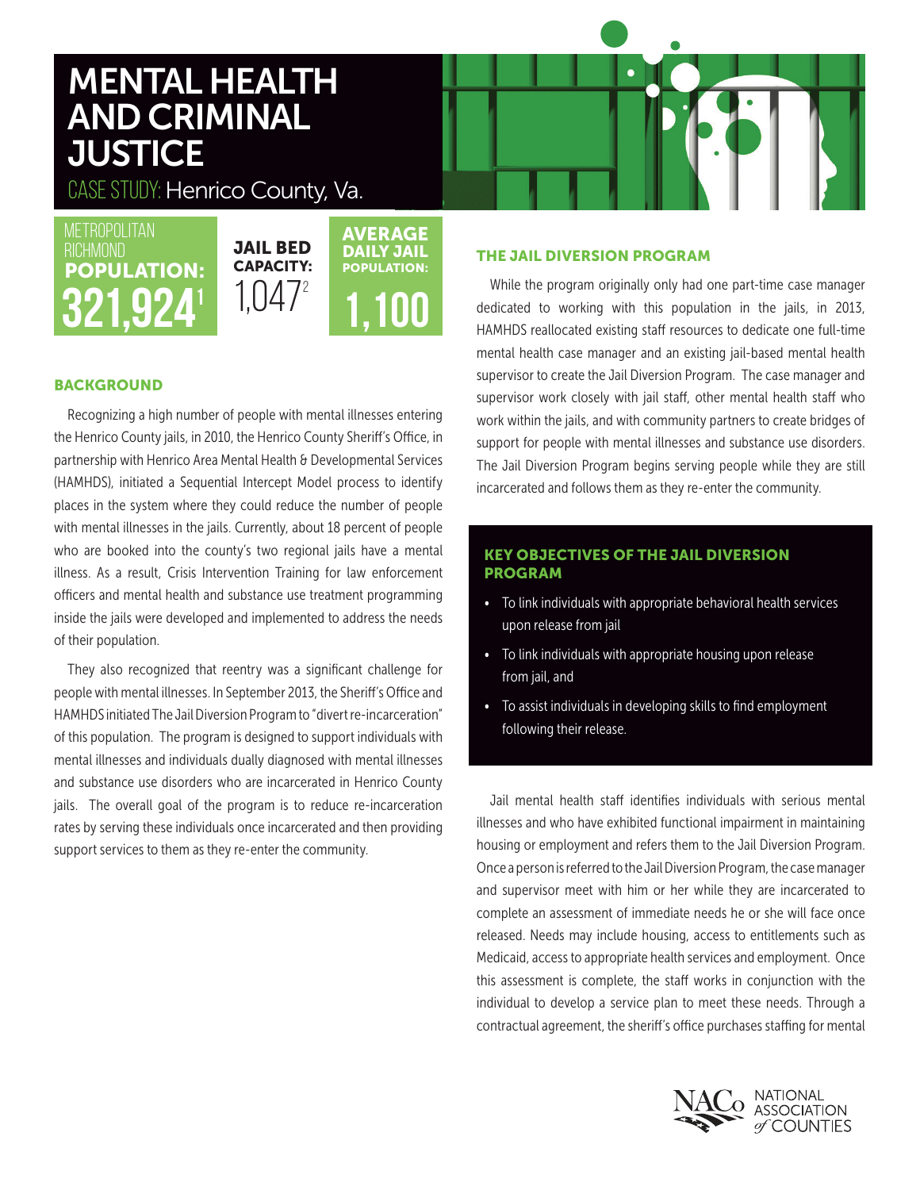# MENTAL HEALTH AND CRIMINAL JUSTICE

CASE STUDY: Henrico County, Va.

METROPOLITAN RICHMOND **POPULATION:** **321,924**[1]

**JAIL BED CAPACITY:** 1,047[2]

**AVERAGE DAILY JAIL POPULATION:** **1,100**

## BACKGROUND

Recognizing a high number of people with mental illnesses entering the Henrico County jails, in 2010, the Henrico County Sheriff's Office, in partnership with Henrico Area Mental Health & Developmental Services (HAMHDS), initiated a Sequential Intercept Model process to identify places in the system where they could reduce the number of people with mental illnesses in the jails. Currently, about 18 percent of people who are booked into the county's two regional jails have a mental illness. As a result, Crisis Intervention Training for law enforcement officers and mental health and substance use treatment programming inside the jails were developed and implemented to address the needs of their population.

They also recognized that reentry was a significant challenge for people with mental illnesses. In September 2013, the Sheriff's Office and HAMHDS initiated The Jail Diversion Program to "divert re-incarceration" of this population. The program is designed to support individuals with mental illnesses and individuals dually diagnosed with mental illnesses and substance use disorders who are incarcerated in Henrico County jails. The overall goal of the program is to reduce re-incarceration rates by serving these individuals once incarcerated and then providing support services to them as they re-enter the community.

## THE JAIL DIVERSION PROGRAM

While the program originally only had one part-time case manager dedicated to working with this population in the jails, in 2013, HAMHDS reallocated existing staff resources to dedicate one full-time mental health case manager and an existing jail-based mental health supervisor to create the Jail Diversion Program. The case manager and supervisor work closely with jail staff, other mental health staff who work within the jails, and with community partners to create bridges of support for people with mental illnesses and substance use disorders. The Jail Diversion Program begins serving people while they are still incarcerated and follows them as they re-enter the community.

### KEY OBJECTIVES OF THE JAIL DIVERSION PROGRAM

- To link individuals with appropriate behavioral health services upon release from jail
- To link individuals with appropriate housing upon release from jail, and
- To assist individuals in developing skills to find employment following their release.

Jail mental health staff identifies individuals with serious mental illnesses and who have exhibited functional impairment in maintaining housing or employment and refers them to the Jail Diversion Program. Once a person is referred to the Jail Diversion Program, the case manager and supervisor meet with him or her while they are incarcerated to complete an assessment of immediate needs he or she will face once released. Needs may include housing, access to entitlements such as Medicaid, access to appropriate health services and employment. Once this assessment is complete, the staff works in conjunction with the individual to develop a service plan to meet these needs. Through a contractual agreement, the sheriff's office purchases staffing for mental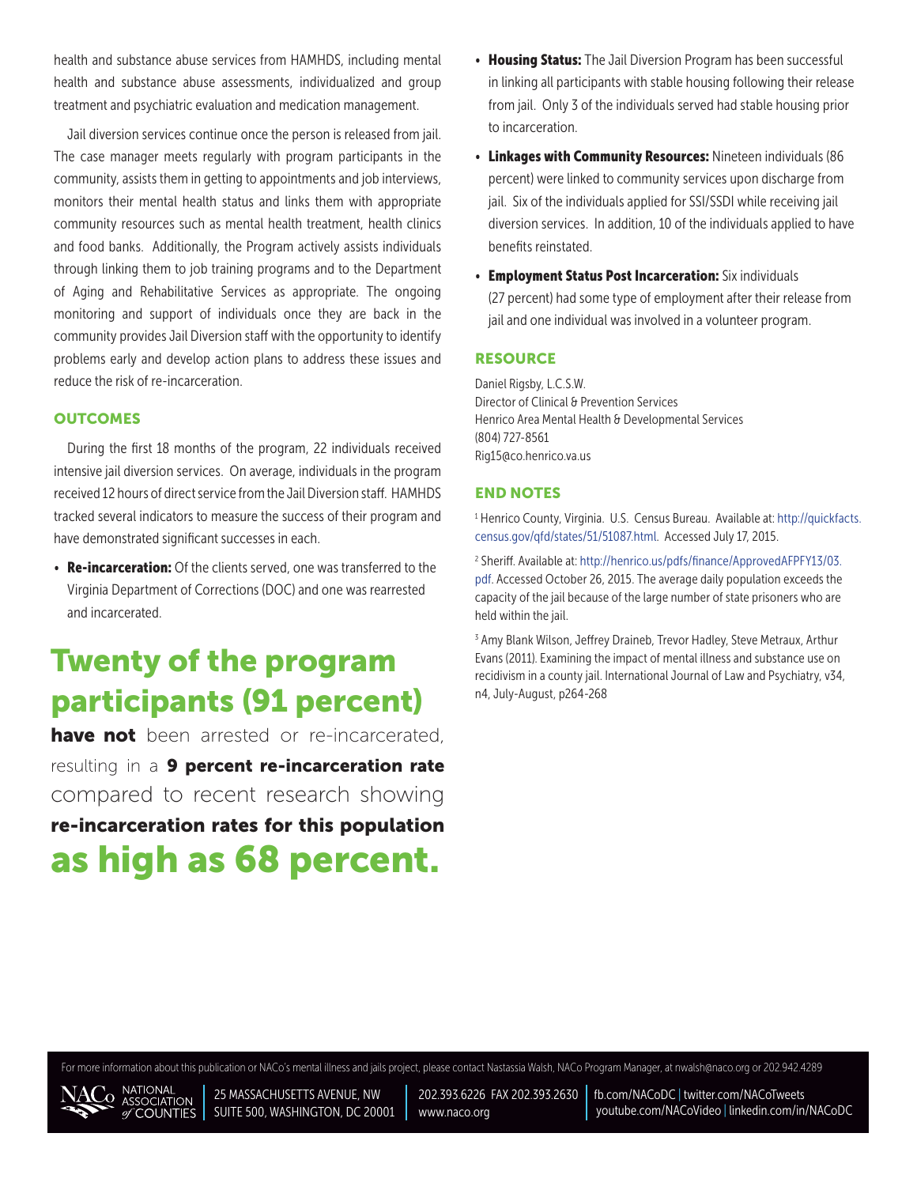health and substance abuse services from HAMHDS, including mental health and substance abuse assessments, individualized and group treatment and psychiatric evaluation and medication management.

Jail diversion services continue once the person is released from jail. The case manager meets regularly with program participants in the community, assists them in getting to appointments and job interviews, monitors their mental health status and links them with appropriate community resources such as mental health treatment, health clinics and food banks. Additionally, the Program actively assists individuals through linking them to job training programs and to the Department of Aging and Rehabilitative Services as appropriate. The ongoing monitoring and support of individuals once they are back in the community provides Jail Diversion staff with the opportunity to identify problems early and develop action plans to address these issues and reduce the risk of re-incarceration.

## OUTCOMES

During the first 18 months of the program, 22 individuals received intensive jail diversion services. On average, individuals in the program received 12 hours of direct service from the Jail Diversion staff. HAMHDS tracked several indicators to measure the success of their program and have demonstrated significant successes in each.

- **Re-incarceration:** Of the clients served, one was transferred to the Virginia Department of Corrections (DOC) and one was rearrested and incarcerated.

**Twenty of the program participants (91 percent) have not** been arrested or re-incarcerated, resulting in a **9 percent re-incarceration rate** compared to recent research showing **re-incarceration rates for this population as high as 68 percent.**

- **Housing Status:** The Jail Diversion Program has been successful in linking all participants with stable housing following their release from jail. Only 3 of the individuals served had stable housing prior to incarceration.
- **Linkages with Community Resources:** Nineteen individuals (86 percent) were linked to community services upon discharge from jail. Six of the individuals applied for SSI/SSDI while receiving jail diversion services. In addition, 10 of the individuals applied to have benefits reinstated.
- **Employment Status Post Incarceration:** Six individuals (27 percent) had some type of employment after their release from jail and one individual was involved in a volunteer program.

## RESOURCE

Daniel Rigsby, L.C.S.W.
Director of Clinical & Prevention Services
Henrico Area Mental Health & Developmental Services
(804) 727-8561
Rig15@co.henrico.va.us

## END NOTES

[1] Henrico County, Virginia. U.S. Census Bureau. Available at: http://quickfacts.census.gov/qfd/states/51/51087.html. Accessed July 17, 2015.

[2] Sheriff. Available at: http://henrico.us/pdfs/finance/ApprovedAFPFY13/03.pdf. Accessed October 26, 2015. The average daily population exceeds the capacity of the jail because of the large number of state prisoners who are held within the jail.

[3] Amy Blank Wilson, Jeffrey Draineb, Trevor Hadley, Steve Metraux, Arthur Evans (2011). Examining the impact of mental illness and substance use on recidivism in a county jail. International Journal of Law and Psychiatry, v34, n4, July-August, p264-268

For more information about this publication or NACo's mental illness and jails project, please contact Nastassia Walsh, NACo Program Manager, at nwalsh@naco.org or 202.942.4289

NACo NATIONAL ASSOCIATION of COUNTIES | 25 MASSACHUSETTS AVENUE, NW SUITE 500, WASHINGTON, DC 20001 | 202.393.6226 FAX 202.393.2630 www.naco.org | fb.com/NACoDC | twitter.com/NACoTweets youtube.com/NACoVideo | linkedin.com/in/NACoDC